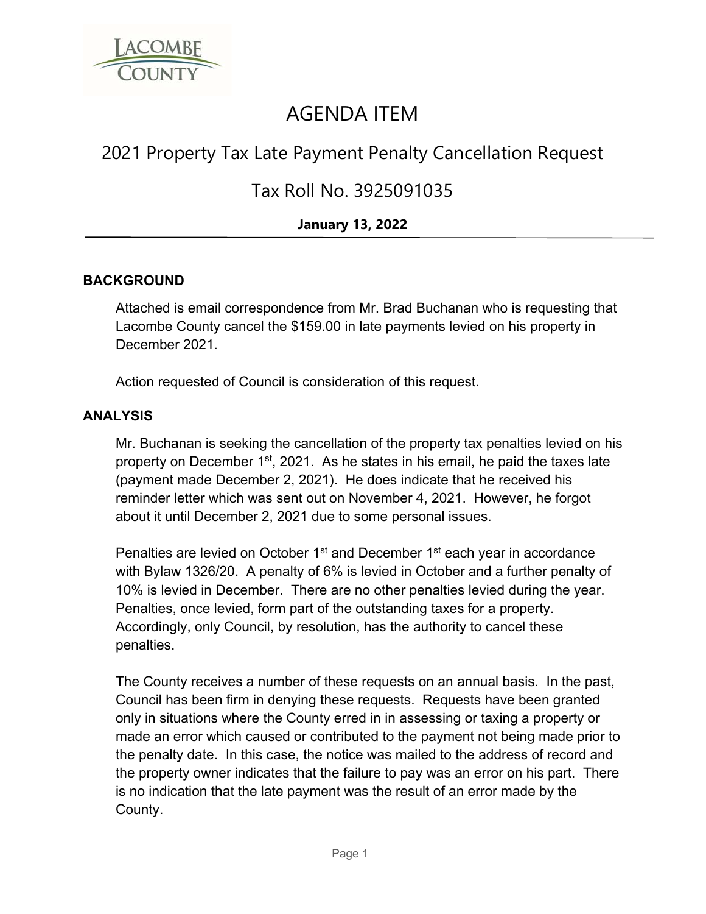# AGENDA ITEM

## 2021 Property Tax Late Payment Penalty Cancellation Request

## Tax Roll No. 3925091035

**January 13, 2022**

### BACKGROUND

Attached is email correspondence from Mr. Brad Buchanan who is requesting that Lacombe County cancel the $159.00 in late payments levied on his property in December 2021.

Action requested of Council is consideration of this request.

### ANALYSIS

Mr. Buchanan is seeking the cancellation of the property tax penalties levied on his property on December 1st, 2021. As he states in his email, he paid the taxes late (payment made December 2, 2021). He does indicate that he received his reminder letter which was sent out on November 4, 2021. However, he forgot about it until December 2, 2021 due to some personal issues.

Penalties are levied on October 1st and December 1st each year in accordance with Bylaw 1326/20. A penalty of 6% is levied in October and a further penalty of 10% is levied in December. There are no other penalties levied during the year. Penalties, once levied, form part of the outstanding taxes for a property. Accordingly, only Council, by resolution, has the authority to cancel these penalties.

The County receives a number of these requests on an annual basis. In the past, Council has been firm in denying these requests. Requests have been granted only in situations where the County erred in in assessing or taxing a property or made an error which caused or contributed to the payment not being made prior to the penalty date. In this case, the notice was mailed to the address of record and the property owner indicates that the failure to pay was an error on his part. There is no indication that the late payment was the result of an error made by the County.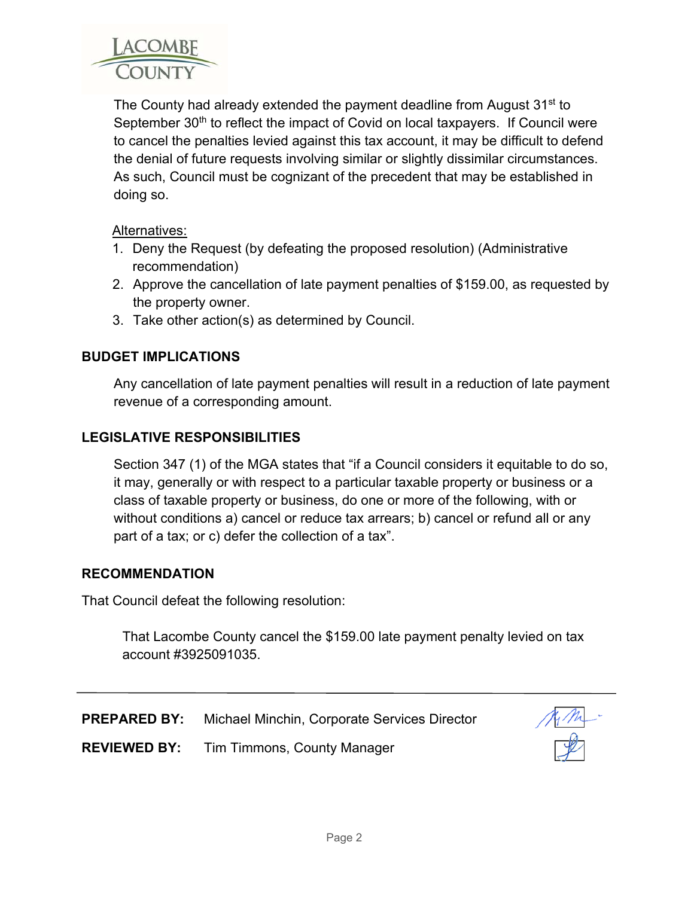The County had already extended the payment deadline from August 31st to September 30th to reflect the impact of Covid on local taxpayers. If Council were to cancel the penalties levied against this tax account, it may be difficult to defend the denial of future requests involving similar or slightly dissimilar circumstances. As such, Council must be cognizant of the precedent that may be established in doing so.

Alternatives:

1. Deny the Request (by defeating the proposed resolution) (Administrative recommendation)
2. Approve the cancellation of late payment penalties of $159.00, as requested by the property owner.
3. Take other action(s) as determined by Council.

## BUDGET IMPLICATIONS

Any cancellation of late payment penalties will result in a reduction of late payment revenue of a corresponding amount.

## LEGISLATIVE RESPONSIBILITIES

Section 347 (1) of the MGA states that "if a Council considers it equitable to do so, it may, generally or with respect to a particular taxable property or business or a class of taxable property or business, do one or more of the following, with or without conditions a) cancel or reduce tax arrears; b) cancel or refund all or any part of a tax; or c) defer the collection of a tax".

## RECOMMENDATION

That Council defeat the following resolution:

> That Lacombe County cancel the $159.00 late payment penalty levied on tax account #3925091035.

---

**PREPARED BY:** Michael Minchin, Corporate Services Director

**REVIEWED BY:** Tim Timmons, County Manager